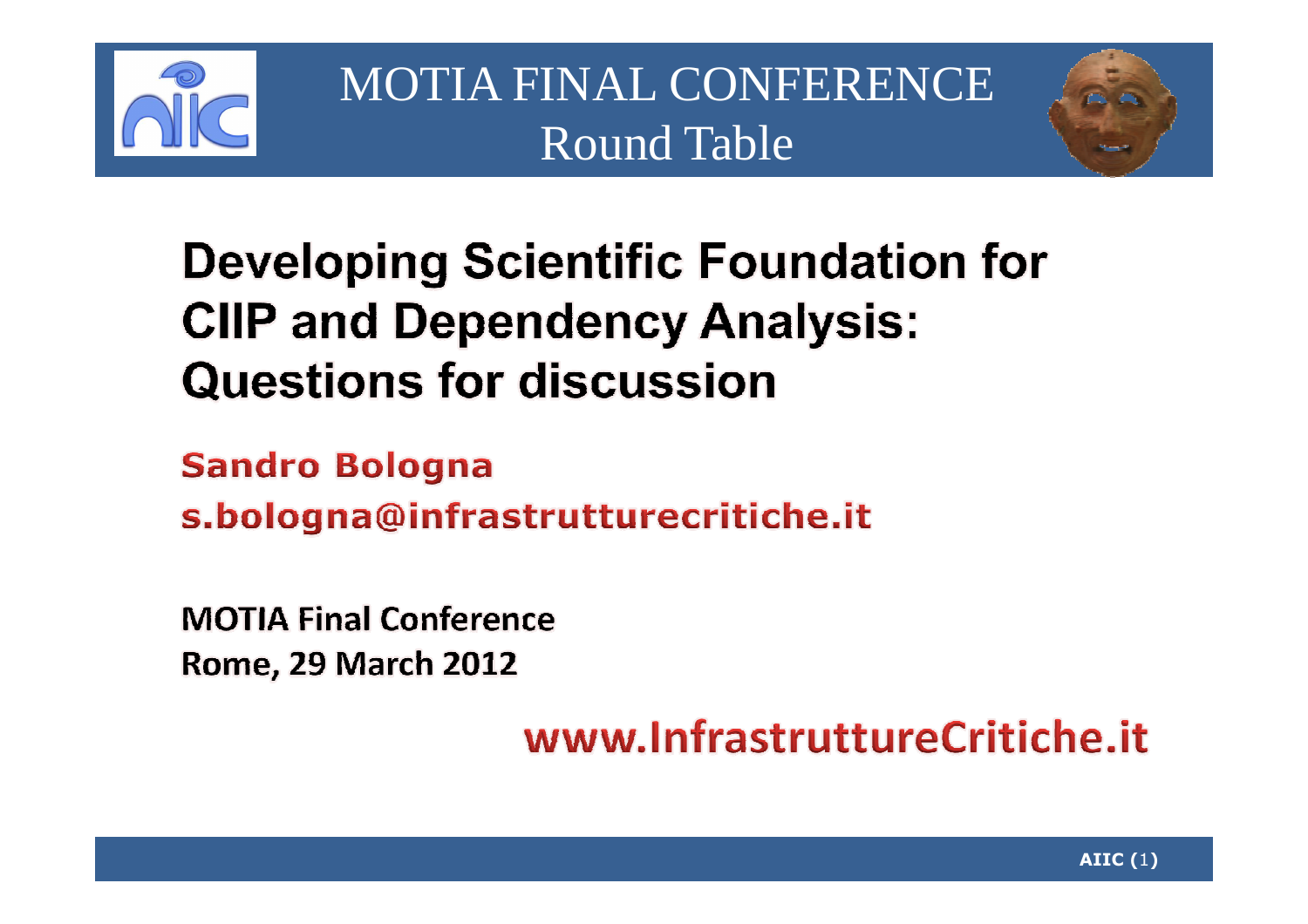# MOTIA FINAL CONFERENCE
## Round Table

# Developing Scientific Foundation for CIIP and Dependency Analysis: Questions for discussion

**Sandro Bologna**
**s.bologna@infrastrutturecritiche.it**

**MOTIA Final Conference**
**Rome, 29 March 2012**

**www.InfrastruttureCritiche.it**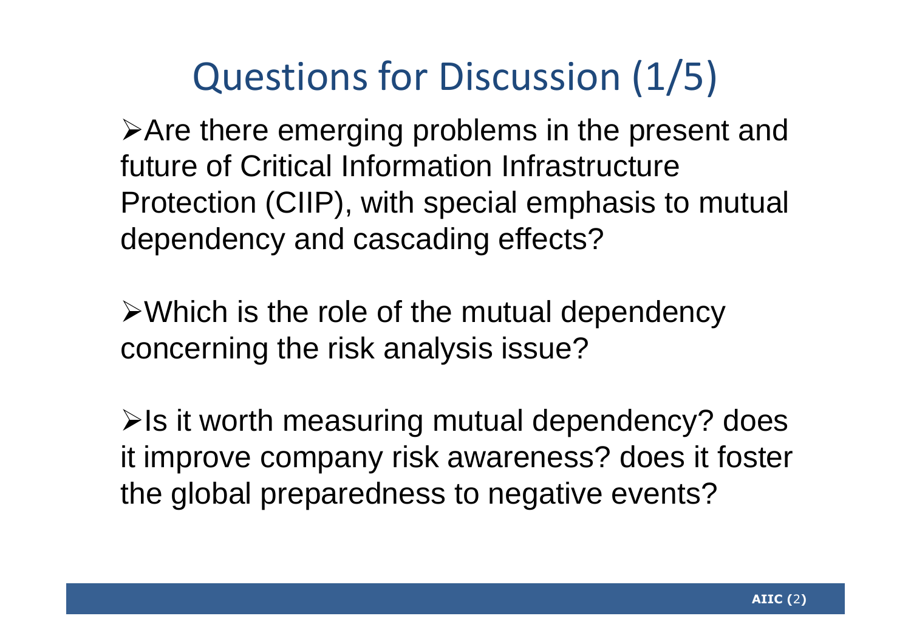# Questions for Discussion (1/5)

- Are there emerging problems in the present and future of Critical Information Infrastructure Protection (CIIP), with special emphasis to mutual dependency and cascading effects?

- Which is the role of the mutual dependency concerning the risk analysis issue?

- Is it worth measuring mutual dependency? does it improve company risk awareness? does it foster the global preparedness to negative events?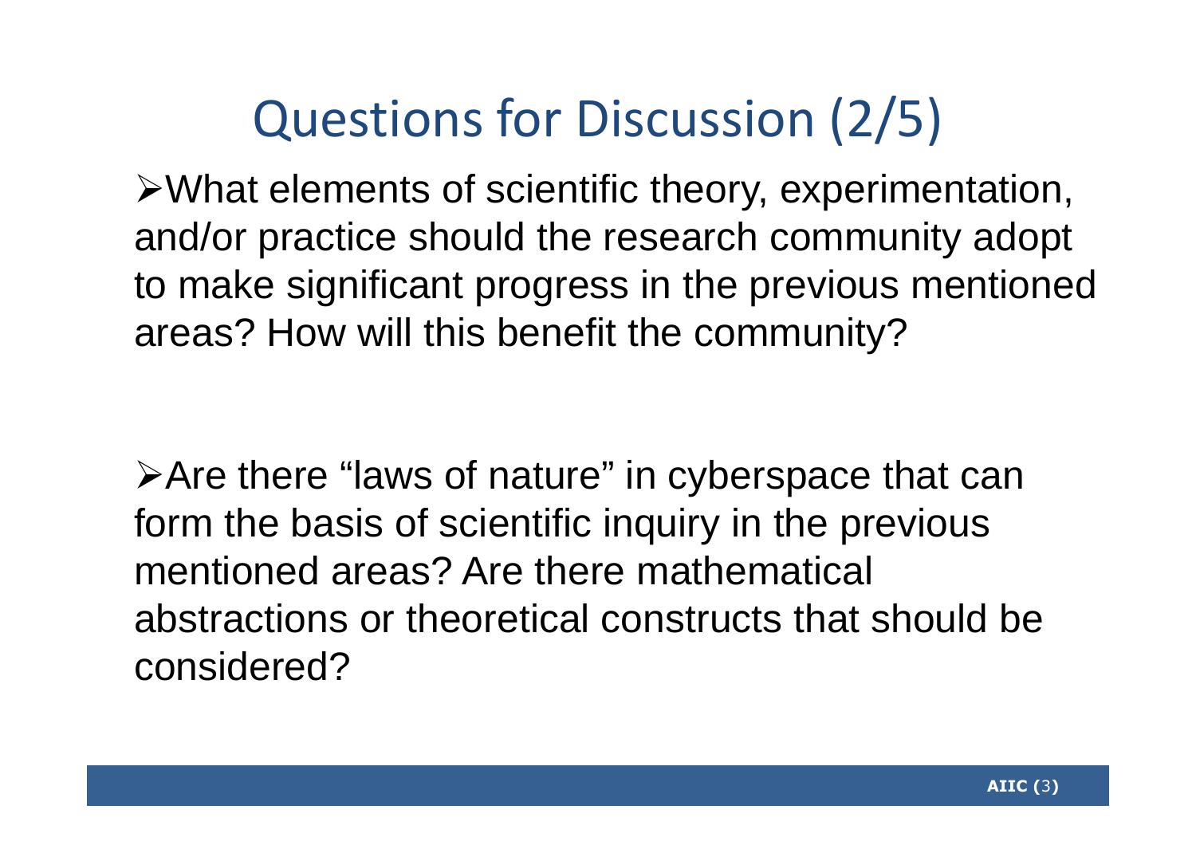# Questions for Discussion (2/5)

- What elements of scientific theory, experimentation, and/or practice should the research community adopt to make significant progress in the previous mentioned areas? How will this benefit the community?

- Are there “laws of nature” in cyberspace that can form the basis of scientific inquiry in the previous mentioned areas? Are there mathematical abstractions or theoretical constructs that should be considered?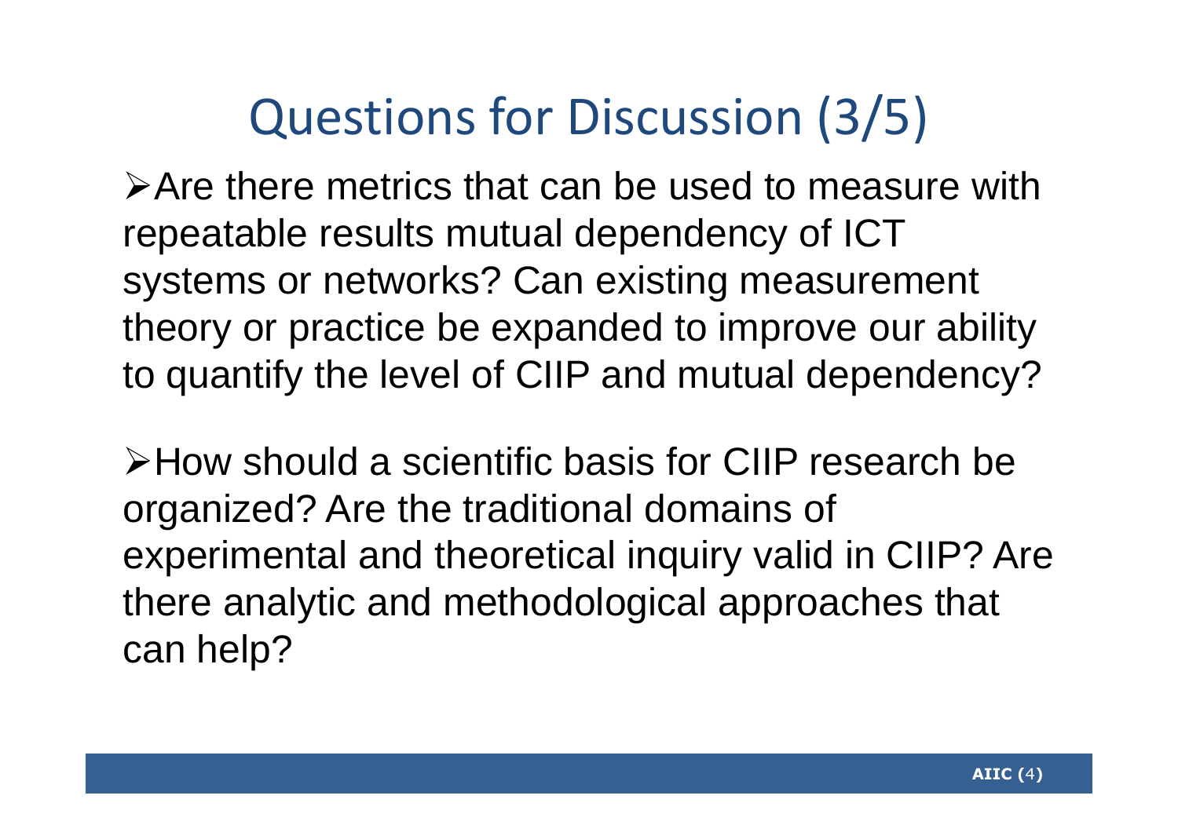# Questions for Discussion (3/5)

- Are there metrics that can be used to measure with repeatable results mutual dependency of ICT systems or networks? Can existing measurement theory or practice be expanded to improve our ability to quantify the level of CIIP and mutual dependency?

- How should a scientific basis for CIIP research be organized? Are the traditional domains of experimental and theoretical inquiry valid in CIIP? Are there analytic and methodological approaches that can help?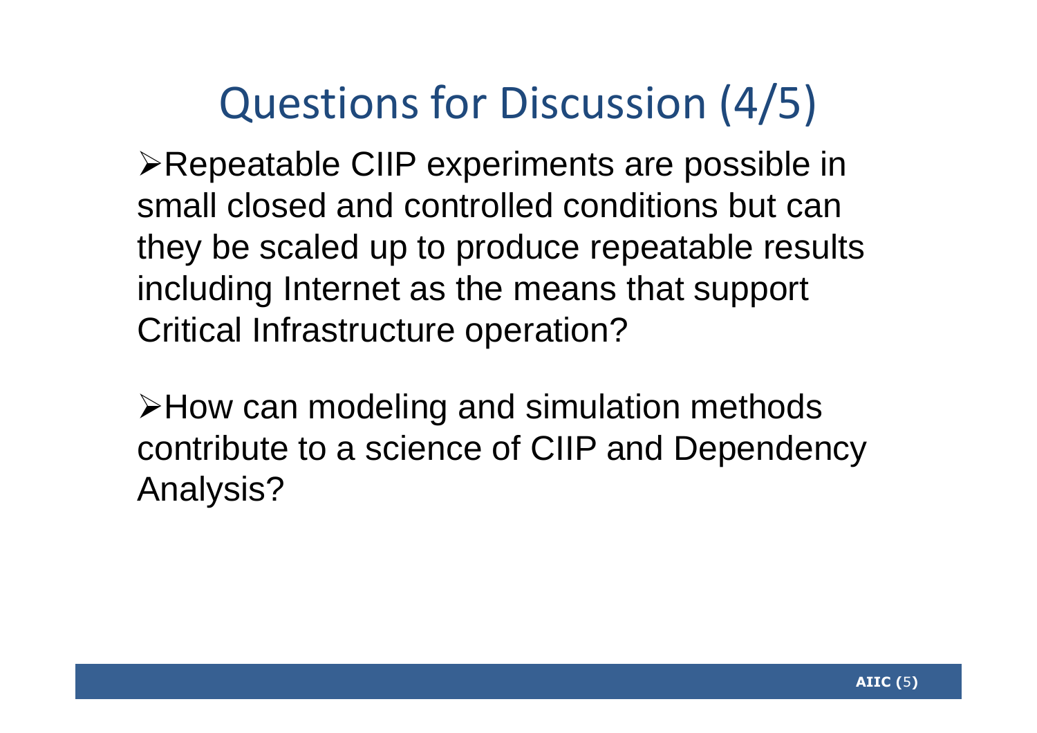# Questions for Discussion (4/5)

- Repeatable CIIP experiments are possible in small closed and controlled conditions but can they be scaled up to produce repeatable results including Internet as the means that support Critical Infrastructure operation?

- How can modeling and simulation methods contribute to a science of CIIP and Dependency Analysis?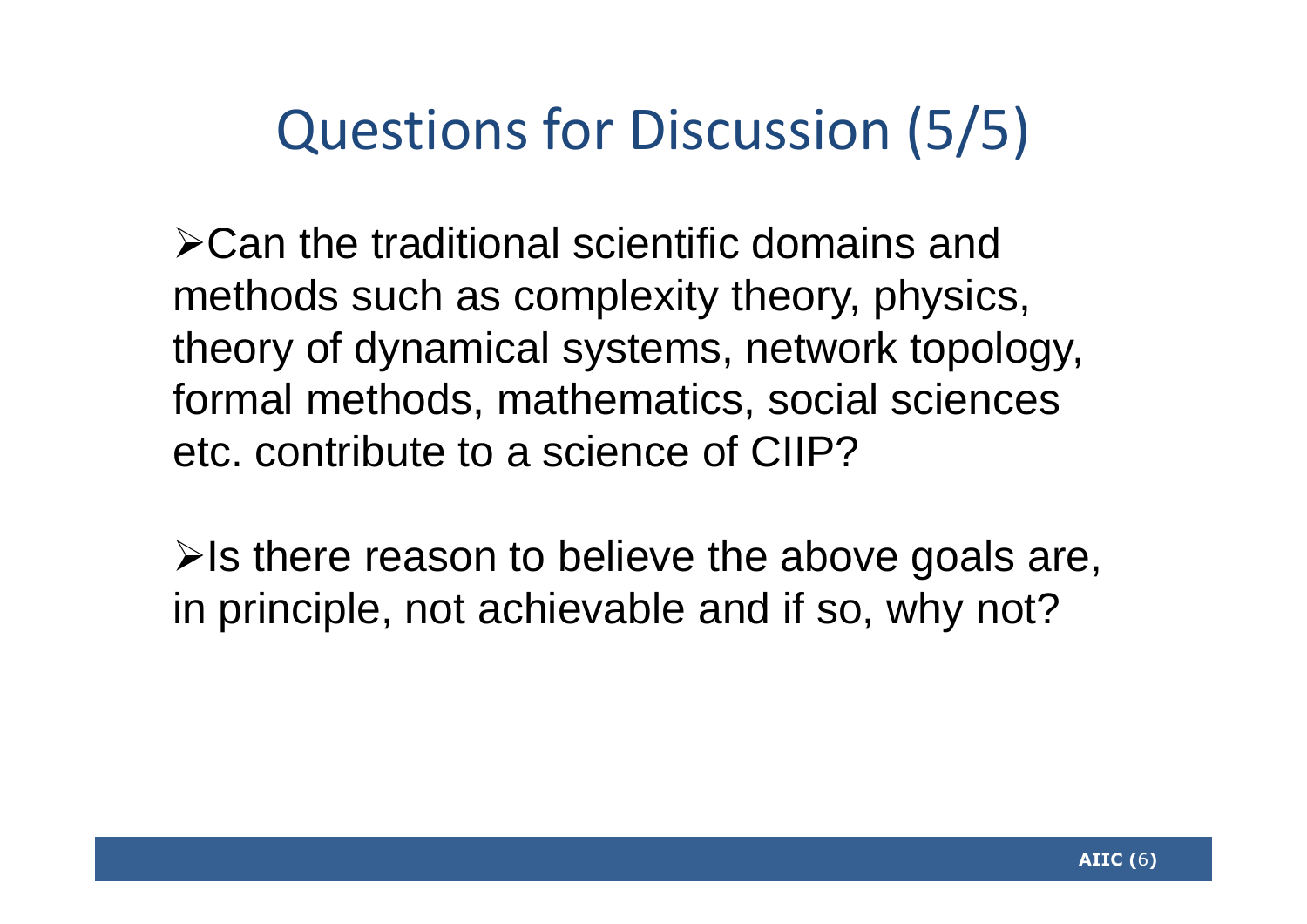# Questions for Discussion (5/5)

- Can the traditional scientific domains and methods such as complexity theory, physics, theory of dynamical systems, network topology, formal methods, mathematics, social sciences etc. contribute to a science of CIIP?

- Is there reason to believe the above goals are, in principle, not achievable and if so, why not?